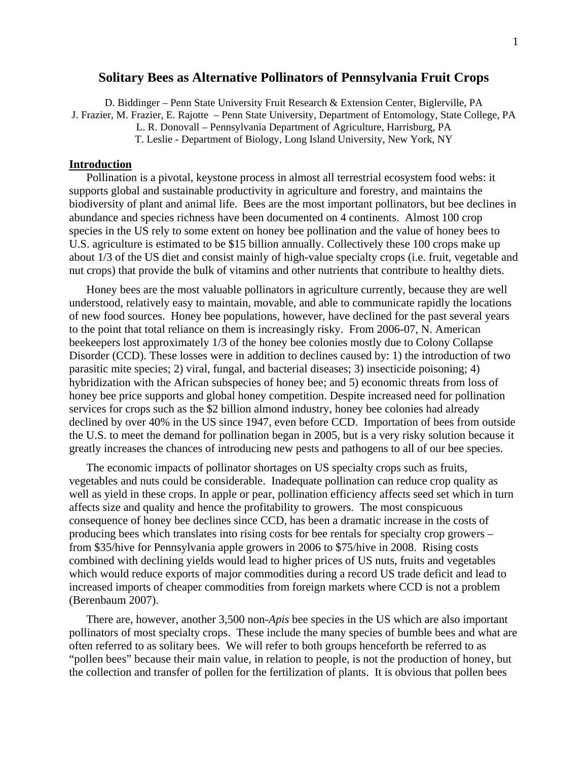# Solitary Bees as Alternative Pollinators of Pennsylvania Fruit Crops

D. Biddinger – Penn State University Fruit Research & Extension Center, Biglerville, PA
J. Frazier, M. Frazier, E. Rajotte – Penn State University, Department of Entomology, State College, PA
L. R. Donovall – Pennsylvania Department of Agriculture, Harrisburg, PA
T. Leslie - Department of Biology, Long Island University, New York, NY

## Introduction

Pollination is a pivotal, keystone process in almost all terrestrial ecosystem food webs: it supports global and sustainable productivity in agriculture and forestry, and maintains the biodiversity of plant and animal life. Bees are the most important pollinators, but bee declines in abundance and species richness have been documented on 4 continents. Almost 100 crop species in the US rely to some extent on honey bee pollination and the value of honey bees to U.S. agriculture is estimated to be $15 billion annually. Collectively these 100 crops make up about 1/3 of the US diet and consist mainly of high-value specialty crops (i.e. fruit, vegetable and nut crops) that provide the bulk of vitamins and other nutrients that contribute to healthy diets.

Honey bees are the most valuable pollinators in agriculture currently, because they are well understood, relatively easy to maintain, movable, and able to communicate rapidly the locations of new food sources. Honey bee populations, however, have declined for the past several years to the point that total reliance on them is increasingly risky. From 2006-07, N. American beekeepers lost approximately 1/3 of the honey bee colonies mostly due to Colony Collapse Disorder (CCD). These losses were in addition to declines caused by: 1) the introduction of two parasitic mite species; 2) viral, fungal, and bacterial diseases; 3) insecticide poisoning; 4) hybridization with the African subspecies of honey bee; and 5) economic threats from loss of honey bee price supports and global honey competition. Despite increased need for pollination services for crops such as the $2 billion almond industry, honey bee colonies had already declined by over 40% in the US since 1947, even before CCD. Importation of bees from outside the U.S. to meet the demand for pollination began in 2005, but is a very risky solution because it greatly increases the chances of introducing new pests and pathogens to all of our bee species.

The economic impacts of pollinator shortages on US specialty crops such as fruits, vegetables and nuts could be considerable. Inadequate pollination can reduce crop quality as well as yield in these crops. In apple or pear, pollination efficiency affects seed set which in turn affects size and quality and hence the profitability to growers. The most conspicuous consequence of honey bee declines since CCD, has been a dramatic increase in the costs of producing bees which translates into rising costs for bee rentals for specialty crop growers – from $35/hive for Pennsylvania apple growers in 2006 to $75/hive in 2008. Rising costs combined with declining yields would lead to higher prices of US nuts, fruits and vegetables which would reduce exports of major commodities during a record US trade deficit and lead to increased imports of cheaper commodities from foreign markets where CCD is not a problem (Berenbaum 2007).

There are, however, another 3,500 non-*Apis* bee species in the US which are also important pollinators of most specialty crops. These include the many species of bumble bees and what are often referred to as solitary bees. We will refer to both groups henceforth be referred to as "pollen bees" because their main value, in relation to people, is not the production of honey, but the collection and transfer of pollen for the fertilization of plants. It is obvious that pollen bees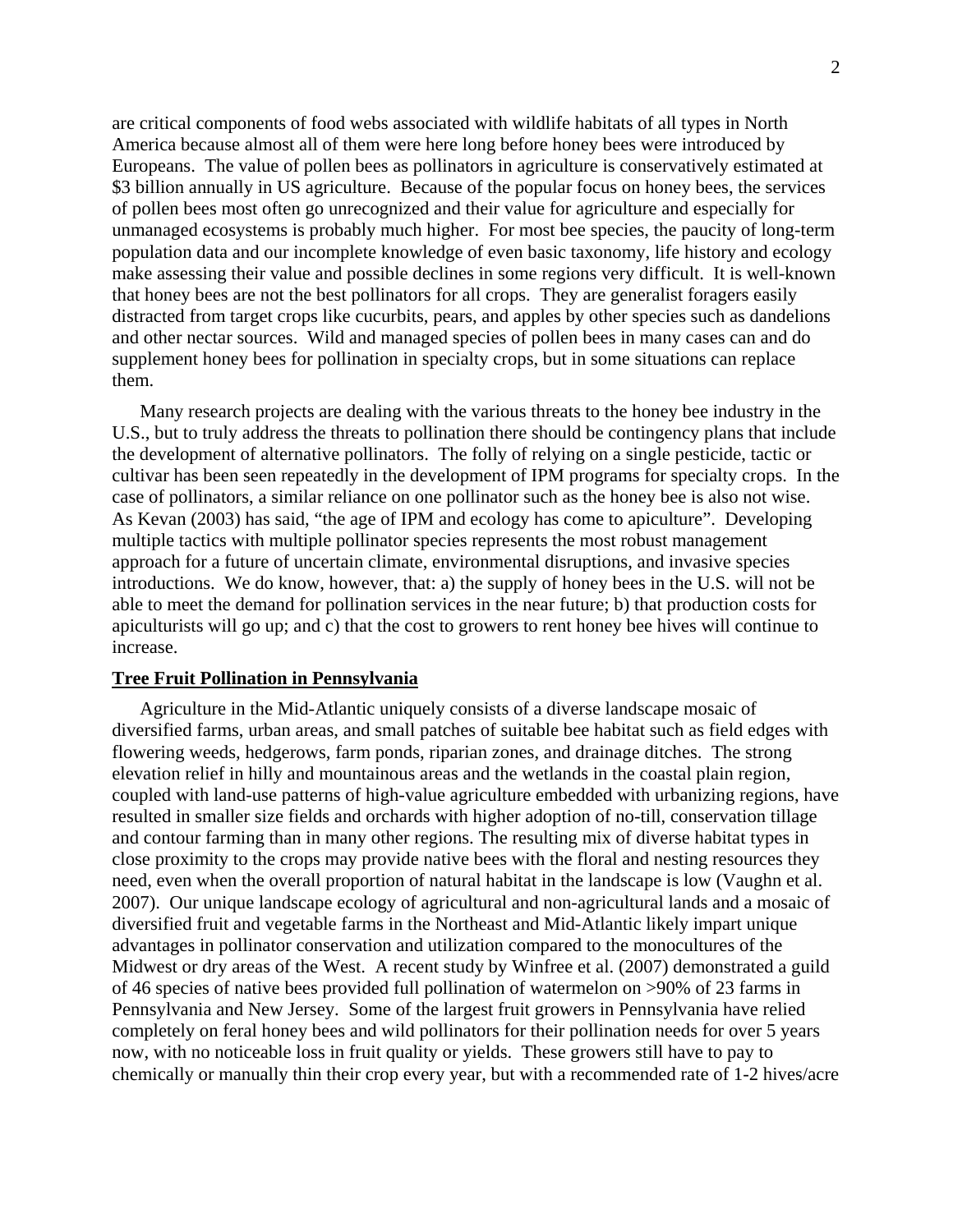are critical components of food webs associated with wildlife habitats of all types in North America because almost all of them were here long before honey bees were introduced by Europeans. The value of pollen bees as pollinators in agriculture is conservatively estimated at \$3 billion annually in US agriculture. Because of the popular focus on honey bees, the services of pollen bees most often go unrecognized and their value for agriculture and especially for unmanaged ecosystems is probably much higher. For most bee species, the paucity of long-term population data and our incomplete knowledge of even basic taxonomy, life history and ecology make assessing their value and possible declines in some regions very difficult. It is well-known that honey bees are not the best pollinators for all crops. They are generalist foragers easily distracted from target crops like cucurbits, pears, and apples by other species such as dandelions and other nectar sources. Wild and managed species of pollen bees in many cases can and do supplement honey bees for pollination in specialty crops, but in some situations can replace them.

Many research projects are dealing with the various threats to the honey bee industry in the U.S., but to truly address the threats to pollination there should be contingency plans that include the development of alternative pollinators. The folly of relying on a single pesticide, tactic or cultivar has been seen repeatedly in the development of IPM programs for specialty crops. In the case of pollinators, a similar reliance on one pollinator such as the honey bee is also not wise. As Kevan (2003) has said, "the age of IPM and ecology has come to apiculture". Developing multiple tactics with multiple pollinator species represents the most robust management approach for a future of uncertain climate, environmental disruptions, and invasive species introductions. We do know, however, that: a) the supply of honey bees in the U.S. will not be able to meet the demand for pollination services in the near future; b) that production costs for apiculturists will go up; and c) that the cost to growers to rent honey bee hives will continue to increase.

## Tree Fruit Pollination in Pennsylvania

Agriculture in the Mid-Atlantic uniquely consists of a diverse landscape mosaic of diversified farms, urban areas, and small patches of suitable bee habitat such as field edges with flowering weeds, hedgerows, farm ponds, riparian zones, and drainage ditches. The strong elevation relief in hilly and mountainous areas and the wetlands in the coastal plain region, coupled with land-use patterns of high-value agriculture embedded with urbanizing regions, have resulted in smaller size fields and orchards with higher adoption of no-till, conservation tillage and contour farming than in many other regions. The resulting mix of diverse habitat types in close proximity to the crops may provide native bees with the floral and nesting resources they need, even when the overall proportion of natural habitat in the landscape is low (Vaughn et al. 2007). Our unique landscape ecology of agricultural and non-agricultural lands and a mosaic of diversified fruit and vegetable farms in the Northeast and Mid-Atlantic likely impart unique advantages in pollinator conservation and utilization compared to the monocultures of the Midwest or dry areas of the West. A recent study by Winfree et al. (2007) demonstrated a guild of 46 species of native bees provided full pollination of watermelon on >90% of 23 farms in Pennsylvania and New Jersey. Some of the largest fruit growers in Pennsylvania have relied completely on feral honey bees and wild pollinators for their pollination needs for over 5 years now, with no noticeable loss in fruit quality or yields. These growers still have to pay to chemically or manually thin their crop every year, but with a recommended rate of 1-2 hives/acre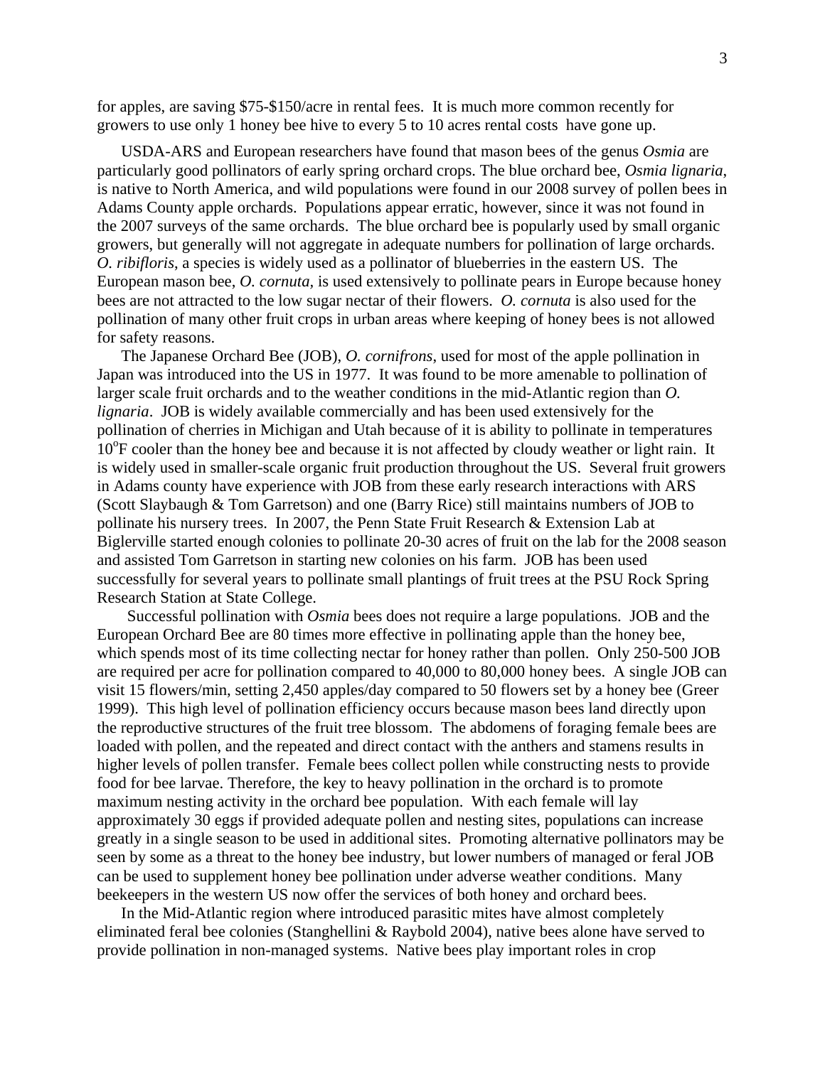for apples, are saving $75-$150/acre in rental fees. It is much more common recently for growers to use only 1 honey bee hive to every 5 to 10 acres rental costs have gone up.

USDA-ARS and European researchers have found that mason bees of the genus *Osmia* are particularly good pollinators of early spring orchard crops. The blue orchard bee, *Osmia lignaria*, is native to North America, and wild populations were found in our 2008 survey of pollen bees in Adams County apple orchards. Populations appear erratic, however, since it was not found in the 2007 surveys of the same orchards. The blue orchard bee is popularly used by small organic growers, but generally will not aggregate in adequate numbers for pollination of large orchards. *O. ribifloris*, a species is widely used as a pollinator of blueberries in the eastern US. The European mason bee, *O. cornuta*, is used extensively to pollinate pears in Europe because honey bees are not attracted to the low sugar nectar of their flowers. *O. cornuta* is also used for the pollination of many other fruit crops in urban areas where keeping of honey bees is not allowed for safety reasons.

The Japanese Orchard Bee (JOB), *O. cornifrons*, used for most of the apple pollination in Japan was introduced into the US in 1977. It was found to be more amenable to pollination of larger scale fruit orchards and to the weather conditions in the mid-Atlantic region than *O. lignaria*. JOB is widely available commercially and has been used extensively for the pollination of cherries in Michigan and Utah because of it is ability to pollinate in temperatures 10°F cooler than the honey bee and because it is not affected by cloudy weather or light rain. It is widely used in smaller-scale organic fruit production throughout the US. Several fruit growers in Adams county have experience with JOB from these early research interactions with ARS (Scott Slaybaugh & Tom Garretson) and one (Barry Rice) still maintains numbers of JOB to pollinate his nursery trees. In 2007, the Penn State Fruit Research & Extension Lab at Biglerville started enough colonies to pollinate 20-30 acres of fruit on the lab for the 2008 season and assisted Tom Garretson in starting new colonies on his farm. JOB has been used successfully for several years to pollinate small plantings of fruit trees at the PSU Rock Spring Research Station at State College.

Successful pollination with *Osmia* bees does not require a large populations. JOB and the European Orchard Bee are 80 times more effective in pollinating apple than the honey bee, which spends most of its time collecting nectar for honey rather than pollen. Only 250-500 JOB are required per acre for pollination compared to 40,000 to 80,000 honey bees. A single JOB can visit 15 flowers/min, setting 2,450 apples/day compared to 50 flowers set by a honey bee (Greer 1999). This high level of pollination efficiency occurs because mason bees land directly upon the reproductive structures of the fruit tree blossom. The abdomens of foraging female bees are loaded with pollen, and the repeated and direct contact with the anthers and stamens results in higher levels of pollen transfer. Female bees collect pollen while constructing nests to provide food for bee larvae. Therefore, the key to heavy pollination in the orchard is to promote maximum nesting activity in the orchard bee population. With each female will lay approximately 30 eggs if provided adequate pollen and nesting sites, populations can increase greatly in a single season to be used in additional sites. Promoting alternative pollinators may be seen by some as a threat to the honey bee industry, but lower numbers of managed or feral JOB can be used to supplement honey bee pollination under adverse weather conditions. Many beekeepers in the western US now offer the services of both honey and orchard bees.

In the Mid-Atlantic region where introduced parasitic mites have almost completely eliminated feral bee colonies (Stanghellini & Raybold 2004), native bees alone have served to provide pollination in non-managed systems. Native bees play important roles in crop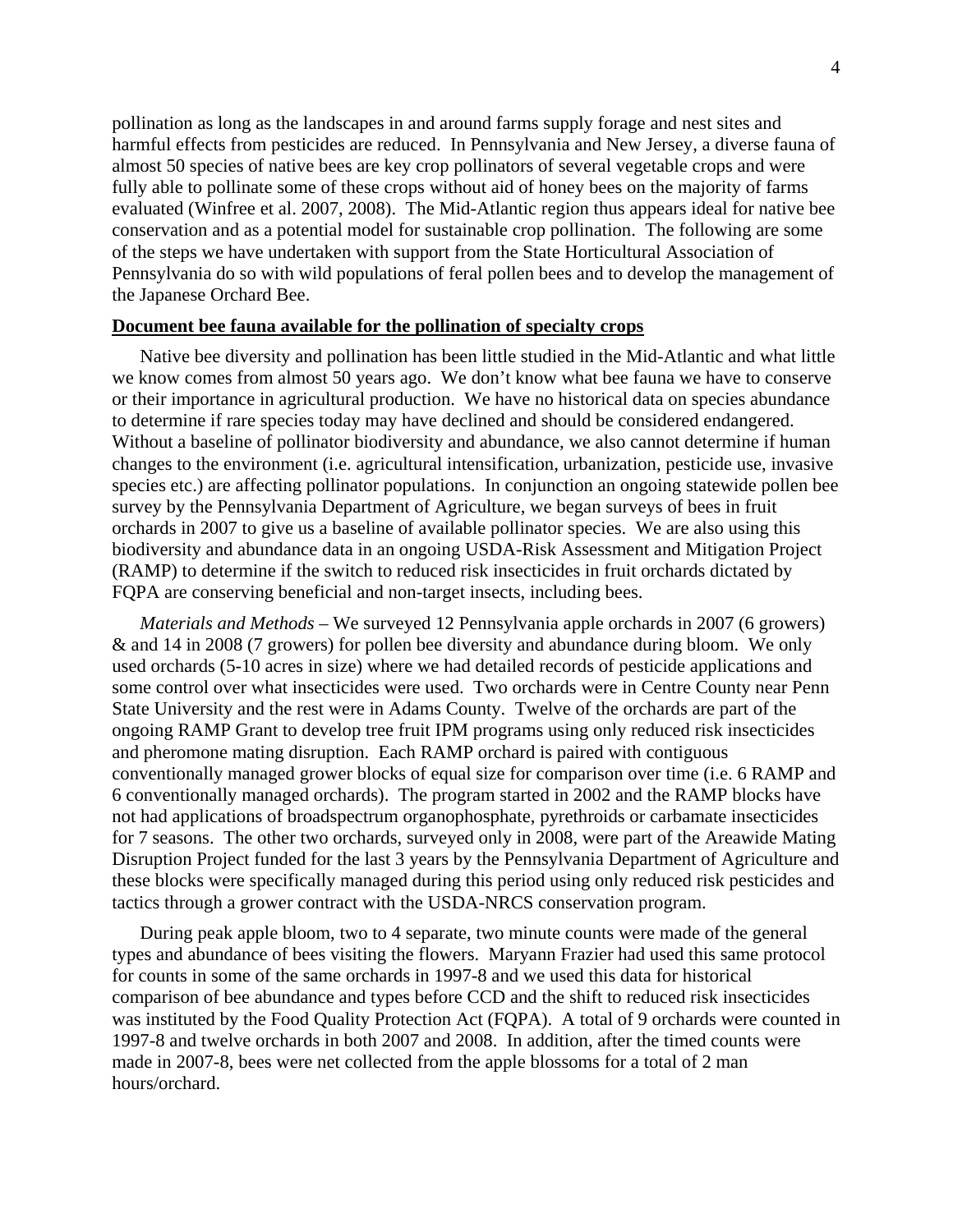pollination as long as the landscapes in and around farms supply forage and nest sites and harmful effects from pesticides are reduced. In Pennsylvania and New Jersey, a diverse fauna of almost 50 species of native bees are key crop pollinators of several vegetable crops and were fully able to pollinate some of these crops without aid of honey bees on the majority of farms evaluated (Winfree et al. 2007, 2008). The Mid-Atlantic region thus appears ideal for native bee conservation and as a potential model for sustainable crop pollination. The following are some of the steps we have undertaken with support from the State Horticultural Association of Pennsylvania do so with wild populations of feral pollen bees and to develop the management of the Japanese Orchard Bee.

**Document bee fauna available for the pollination of specialty crops**

Native bee diversity and pollination has been little studied in the Mid-Atlantic and what little we know comes from almost 50 years ago. We don't know what bee fauna we have to conserve or their importance in agricultural production. We have no historical data on species abundance to determine if rare species today may have declined and should be considered endangered. Without a baseline of pollinator biodiversity and abundance, we also cannot determine if human changes to the environment (i.e. agricultural intensification, urbanization, pesticide use, invasive species etc.) are affecting pollinator populations. In conjunction an ongoing statewide pollen bee survey by the Pennsylvania Department of Agriculture, we began surveys of bees in fruit orchards in 2007 to give us a baseline of available pollinator species. We are also using this biodiversity and abundance data in an ongoing USDA-Risk Assessment and Mitigation Project (RAMP) to determine if the switch to reduced risk insecticides in fruit orchards dictated by FQPA are conserving beneficial and non-target insects, including bees.

*Materials and Methods* – We surveyed 12 Pennsylvania apple orchards in 2007 (6 growers) & and 14 in 2008 (7 growers) for pollen bee diversity and abundance during bloom. We only used orchards (5-10 acres in size) where we had detailed records of pesticide applications and some control over what insecticides were used. Two orchards were in Centre County near Penn State University and the rest were in Adams County. Twelve of the orchards are part of the ongoing RAMP Grant to develop tree fruit IPM programs using only reduced risk insecticides and pheromone mating disruption. Each RAMP orchard is paired with contiguous conventionally managed grower blocks of equal size for comparison over time (i.e. 6 RAMP and 6 conventionally managed orchards). The program started in 2002 and the RAMP blocks have not had applications of broadspectrum organophosphate, pyrethroids or carbamate insecticides for 7 seasons. The other two orchards, surveyed only in 2008, were part of the Areawide Mating Disruption Project funded for the last 3 years by the Pennsylvania Department of Agriculture and these blocks were specifically managed during this period using only reduced risk pesticides and tactics through a grower contract with the USDA-NRCS conservation program.

During peak apple bloom, two to 4 separate, two minute counts were made of the general types and abundance of bees visiting the flowers. Maryann Frazier had used this same protocol for counts in some of the same orchards in 1997-8 and we used this data for historical comparison of bee abundance and types before CCD and the shift to reduced risk insecticides was instituted by the Food Quality Protection Act (FQPA). A total of 9 orchards were counted in 1997-8 and twelve orchards in both 2007 and 2008. In addition, after the timed counts were made in 2007-8, bees were net collected from the apple blossoms for a total of 2 man hours/orchard.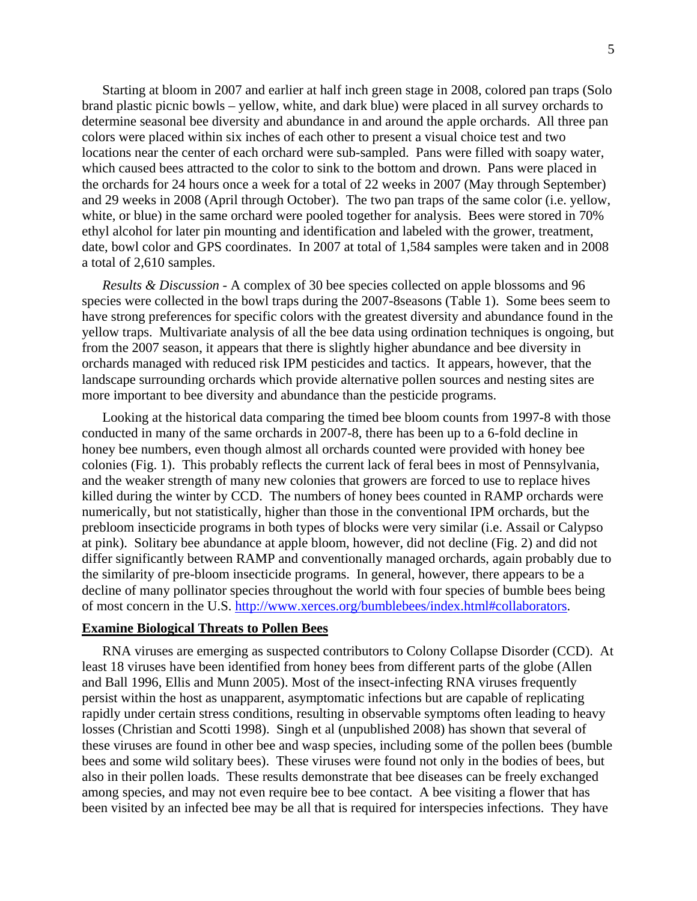Starting at bloom in 2007 and earlier at half inch green stage in 2008, colored pan traps (Solo brand plastic picnic bowls – yellow, white, and dark blue) were placed in all survey orchards to determine seasonal bee diversity and abundance in and around the apple orchards. All three pan colors were placed within six inches of each other to present a visual choice test and two locations near the center of each orchard were sub-sampled. Pans were filled with soapy water, which caused bees attracted to the color to sink to the bottom and drown. Pans were placed in the orchards for 24 hours once a week for a total of 22 weeks in 2007 (May through September) and 29 weeks in 2008 (April through October). The two pan traps of the same color (i.e. yellow, white, or blue) in the same orchard were pooled together for analysis. Bees were stored in 70% ethyl alcohol for later pin mounting and identification and labeled with the grower, treatment, date, bowl color and GPS coordinates. In 2007 at total of 1,584 samples were taken and in 2008 a total of 2,610 samples.

*Results & Discussion* - A complex of 30 bee species collected on apple blossoms and 96 species were collected in the bowl traps during the 2007-8seasons (Table 1). Some bees seem to have strong preferences for specific colors with the greatest diversity and abundance found in the yellow traps. Multivariate analysis of all the bee data using ordination techniques is ongoing, but from the 2007 season, it appears that there is slightly higher abundance and bee diversity in orchards managed with reduced risk IPM pesticides and tactics. It appears, however, that the landscape surrounding orchards which provide alternative pollen sources and nesting sites are more important to bee diversity and abundance than the pesticide programs.

Looking at the historical data comparing the timed bee bloom counts from 1997-8 with those conducted in many of the same orchards in 2007-8, there has been up to a 6-fold decline in honey bee numbers, even though almost all orchards counted were provided with honey bee colonies (Fig. 1). This probably reflects the current lack of feral bees in most of Pennsylvania, and the weaker strength of many new colonies that growers are forced to use to replace hives killed during the winter by CCD. The numbers of honey bees counted in RAMP orchards were numerically, but not statistically, higher than those in the conventional IPM orchards, but the prebloom insecticide programs in both types of blocks were very similar (i.e. Assail or Calypso at pink). Solitary bee abundance at apple bloom, however, did not decline (Fig. 2) and did not differ significantly between RAMP and conventionally managed orchards, again probably due to the similarity of pre-bloom insecticide programs. In general, however, there appears to be a decline of many pollinator species throughout the world with four species of bumble bees being of most concern in the U.S. http://www.xerces.org/bumblebees/index.html#collaborators.

**Examine Biological Threats to Pollen Bees**

RNA viruses are emerging as suspected contributors to Colony Collapse Disorder (CCD). At least 18 viruses have been identified from honey bees from different parts of the globe (Allen and Ball 1996, Ellis and Munn 2005). Most of the insect-infecting RNA viruses frequently persist within the host as unapparent, asymptomatic infections but are capable of replicating rapidly under certain stress conditions, resulting in observable symptoms often leading to heavy losses (Christian and Scotti 1998). Singh et al (unpublished 2008) has shown that several of these viruses are found in other bee and wasp species, including some of the pollen bees (bumble bees and some wild solitary bees). These viruses were found not only in the bodies of bees, but also in their pollen loads. These results demonstrate that bee diseases can be freely exchanged among species, and may not even require bee to bee contact. A bee visiting a flower that has been visited by an infected bee may be all that is required for interspecies infections. They have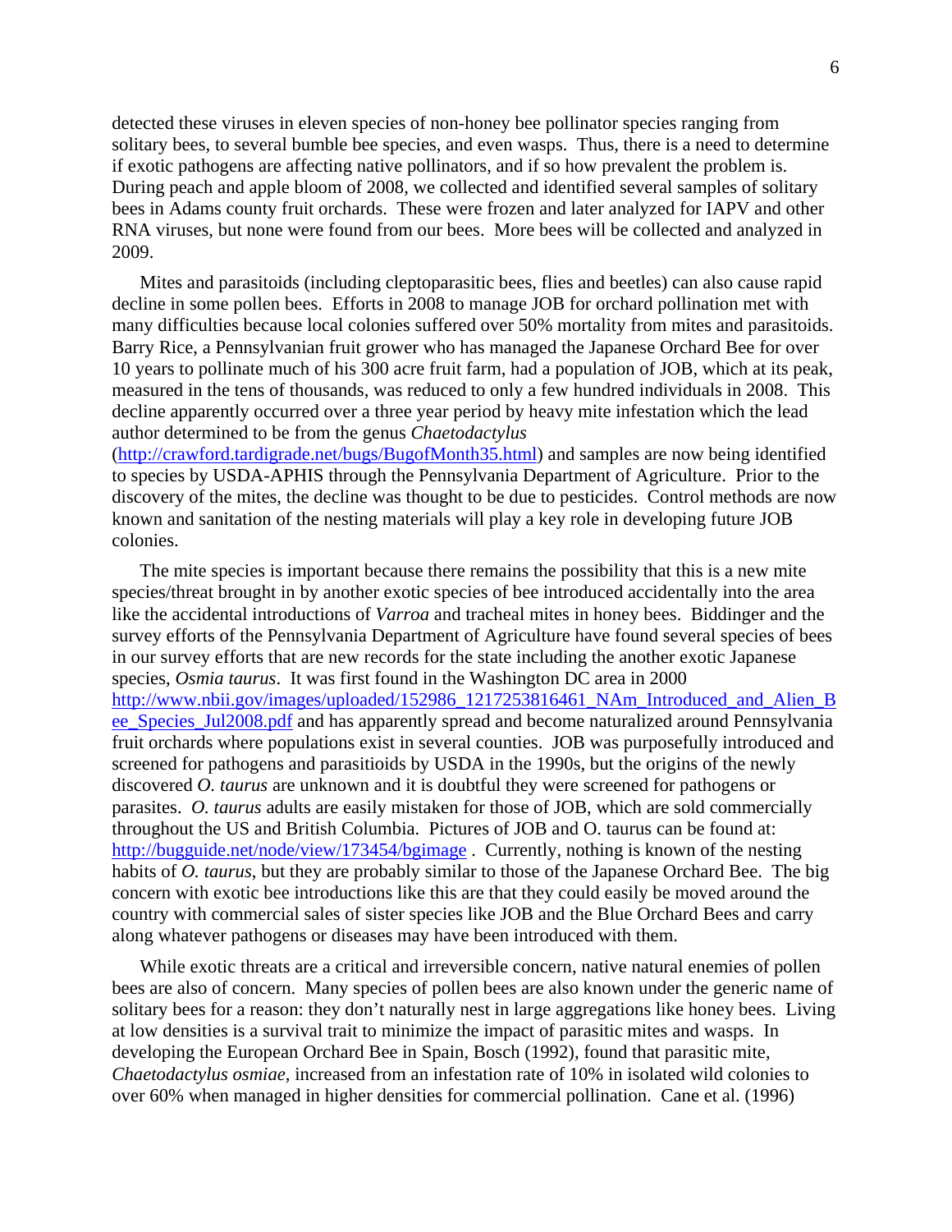detected these viruses in eleven species of non-honey bee pollinator species ranging from solitary bees, to several bumble bee species, and even wasps. Thus, there is a need to determine if exotic pathogens are affecting native pollinators, and if so how prevalent the problem is. During peach and apple bloom of 2008, we collected and identified several samples of solitary bees in Adams county fruit orchards. These were frozen and later analyzed for IAPV and other RNA viruses, but none were found from our bees. More bees will be collected and analyzed in 2009.

Mites and parasitoids (including cleptoparasitic bees, flies and beetles) can also cause rapid decline in some pollen bees. Efforts in 2008 to manage JOB for orchard pollination met with many difficulties because local colonies suffered over 50% mortality from mites and parasitoids. Barry Rice, a Pennsylvanian fruit grower who has managed the Japanese Orchard Bee for over 10 years to pollinate much of his 300 acre fruit farm, had a population of JOB, which at its peak, measured in the tens of thousands, was reduced to only a few hundred individuals in 2008. This decline apparently occurred over a three year period by heavy mite infestation which the lead author determined to be from the genus *Chaetodactylus* (http://crawford.tardigrade.net/bugs/BugofMonth35.html) and samples are now being identified to species by USDA-APHIS through the Pennsylvania Department of Agriculture. Prior to the discovery of the mites, the decline was thought to be due to pesticides. Control methods are now known and sanitation of the nesting materials will play a key role in developing future JOB colonies.

The mite species is important because there remains the possibility that this is a new mite species/threat brought in by another exotic species of bee introduced accidentally into the area like the accidental introductions of *Varroa* and tracheal mites in honey bees. Biddinger and the survey efforts of the Pennsylvania Department of Agriculture have found several species of bees in our survey efforts that are new records for the state including the another exotic Japanese species, *Osmia taurus*. It was first found in the Washington DC area in 2000 http://www.nbii.gov/images/uploaded/152986_1217253816461_NAm_Introduced_and_Alien_Bee_Species_Jul2008.pdf and has apparently spread and become naturalized around Pennsylvania fruit orchards where populations exist in several counties. JOB was purposefully introduced and screened for pathogens and parasitioids by USDA in the 1990s, but the origins of the newly discovered *O. taurus* are unknown and it is doubtful they were screened for pathogens or parasites. *O. taurus* adults are easily mistaken for those of JOB, which are sold commercially throughout the US and British Columbia. Pictures of JOB and O. taurus can be found at: http://bugguide.net/node/view/173454/bgimage . Currently, nothing is known of the nesting habits of *O. taurus*, but they are probably similar to those of the Japanese Orchard Bee. The big concern with exotic bee introductions like this are that they could easily be moved around the country with commercial sales of sister species like JOB and the Blue Orchard Bees and carry along whatever pathogens or diseases may have been introduced with them.

While exotic threats are a critical and irreversible concern, native natural enemies of pollen bees are also of concern. Many species of pollen bees are also known under the generic name of solitary bees for a reason: they don't naturally nest in large aggregations like honey bees. Living at low densities is a survival trait to minimize the impact of parasitic mites and wasps. In developing the European Orchard Bee in Spain, Bosch (1992), found that parasitic mite, *Chaetodactylus osmiae*, increased from an infestation rate of 10% in isolated wild colonies to over 60% when managed in higher densities for commercial pollination. Cane et al. (1996)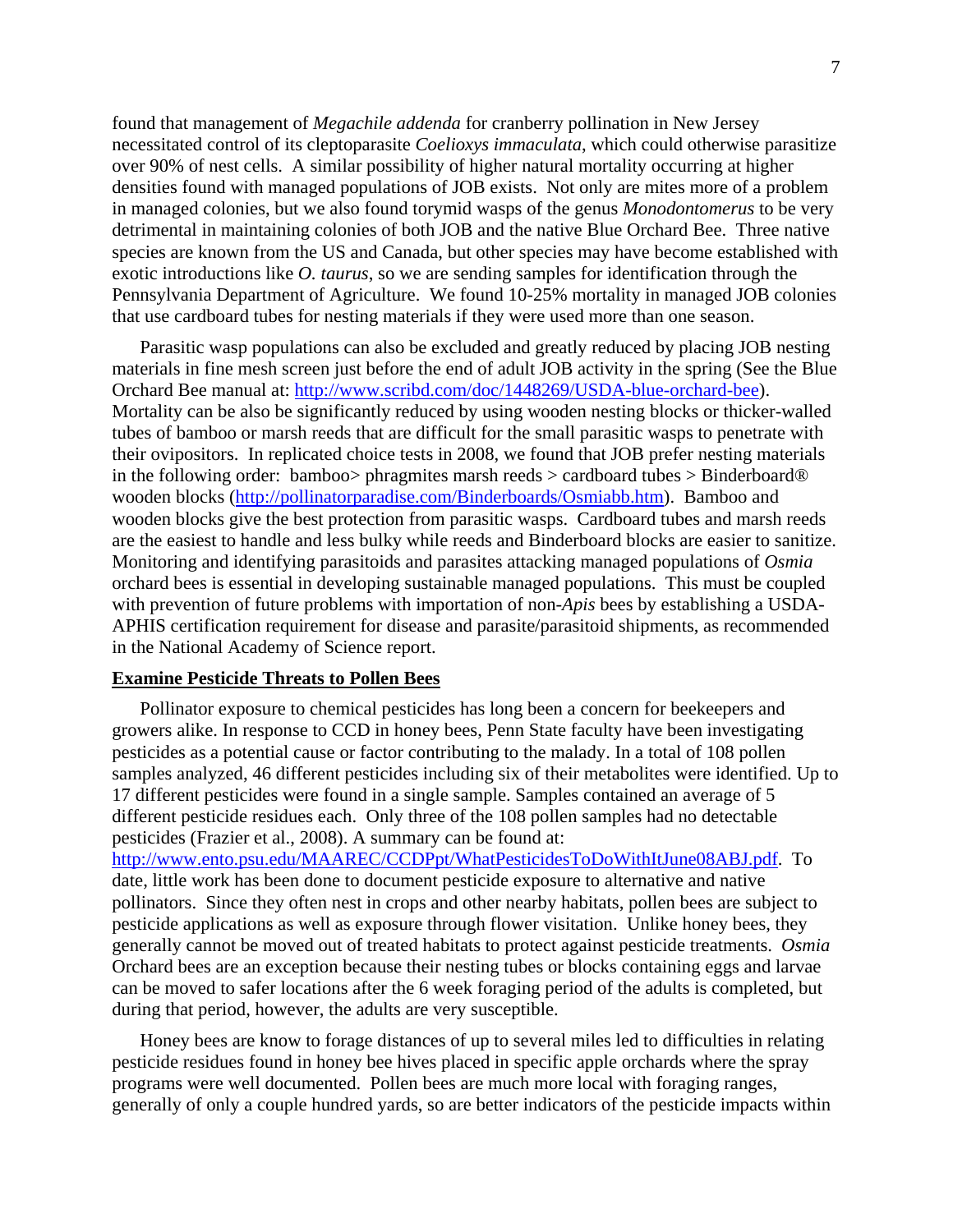found that management of *Megachile addenda* for cranberry pollination in New Jersey necessitated control of its cleptoparasite *Coelioxys immaculata*, which could otherwise parasitize over 90% of nest cells. A similar possibility of higher natural mortality occurring at higher densities found with managed populations of JOB exists. Not only are mites more of a problem in managed colonies, but we also found torymid wasps of the genus *Monodontomerus* to be very detrimental in maintaining colonies of both JOB and the native Blue Orchard Bee. Three native species are known from the US and Canada, but other species may have become established with exotic introductions like *O. taurus*, so we are sending samples for identification through the Pennsylvania Department of Agriculture. We found 10-25% mortality in managed JOB colonies that use cardboard tubes for nesting materials if they were used more than one season.

Parasitic wasp populations can also be excluded and greatly reduced by placing JOB nesting materials in fine mesh screen just before the end of adult JOB activity in the spring (See the Blue Orchard Bee manual at: http://www.scribd.com/doc/1448269/USDA-blue-orchard-bee). Mortality can be also be significantly reduced by using wooden nesting blocks or thicker-walled tubes of bamboo or marsh reeds that are difficult for the small parasitic wasps to penetrate with their ovipositors. In replicated choice tests in 2008, we found that JOB prefer nesting materials in the following order: bamboo> phragmites marsh reeds > cardboard tubes > Binderboard® wooden blocks (http://pollinatorparadise.com/Binderboards/Osmiabb.htm). Bamboo and wooden blocks give the best protection from parasitic wasps. Cardboard tubes and marsh reeds are the easiest to handle and less bulky while reeds and Binderboard blocks are easier to sanitize. Monitoring and identifying parasitoids and parasites attacking managed populations of *Osmia* orchard bees is essential in developing sustainable managed populations. This must be coupled with prevention of future problems with importation of non-*Apis* bees by establishing a USDA-APHIS certification requirement for disease and parasite/parasitoid shipments, as recommended in the National Academy of Science report.

**Examine Pesticide Threats to Pollen Bees**

Pollinator exposure to chemical pesticides has long been a concern for beekeepers and growers alike. In response to CCD in honey bees, Penn State faculty have been investigating pesticides as a potential cause or factor contributing to the malady. In a total of 108 pollen samples analyzed, 46 different pesticides including six of their metabolites were identified. Up to 17 different pesticides were found in a single sample. Samples contained an average of 5 different pesticide residues each. Only three of the 108 pollen samples had no detectable pesticides (Frazier et al., 2008). A summary can be found at: http://www.ento.psu.edu/MAAREC/CCDPpt/WhatPesticidesToDoWithItJune08ABJ.pdf. To date, little work has been done to document pesticide exposure to alternative and native pollinators. Since they often nest in crops and other nearby habitats, pollen bees are subject to pesticide applications as well as exposure through flower visitation. Unlike honey bees, they generally cannot be moved out of treated habitats to protect against pesticide treatments. *Osmia* Orchard bees are an exception because their nesting tubes or blocks containing eggs and larvae can be moved to safer locations after the 6 week foraging period of the adults is completed, but during that period, however, the adults are very susceptible.

Honey bees are know to forage distances of up to several miles led to difficulties in relating pesticide residues found in honey bee hives placed in specific apple orchards where the spray programs were well documented. Pollen bees are much more local with foraging ranges, generally of only a couple hundred yards, so are better indicators of the pesticide impacts within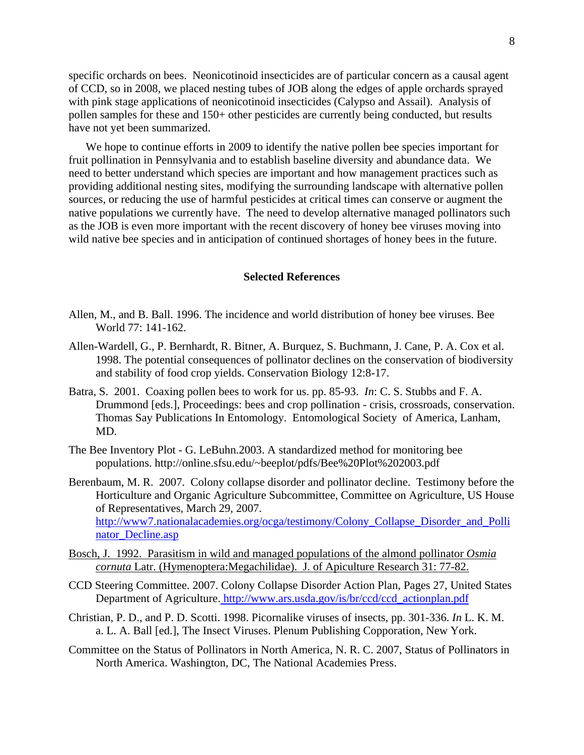specific orchards on bees. Neonicotinoid insecticides are of particular concern as a causal agent of CCD, so in 2008, we placed nesting tubes of JOB along the edges of apple orchards sprayed with pink stage applications of neonicotinoid insecticides (Calypso and Assail). Analysis of pollen samples for these and 150+ other pesticides are currently being conducted, but results have not yet been summarized.

We hope to continue efforts in 2009 to identify the native pollen bee species important for fruit pollination in Pennsylvania and to establish baseline diversity and abundance data. We need to better understand which species are important and how management practices such as providing additional nesting sites, modifying the surrounding landscape with alternative pollen sources, or reducing the use of harmful pesticides at critical times can conserve or augment the native populations we currently have. The need to develop alternative managed pollinators such as the JOB is even more important with the recent discovery of honey bee viruses moving into wild native bee species and in anticipation of continued shortages of honey bees in the future.

## Selected References

Allen, M., and B. Ball. 1996. The incidence and world distribution of honey bee viruses. Bee World 77: 141-162.

Allen-Wardell, G., P. Bernhardt, R. Bitner, A. Burquez, S. Buchmann, J. Cane, P. A. Cox et al. 1998. The potential consequences of pollinator declines on the conservation of biodiversity and stability of food crop yields. Conservation Biology 12:8-17.

Batra, S. 2001. Coaxing pollen bees to work for us. pp. 85-93. *In*: C. S. Stubbs and F. A. Drummond [eds.], Proceedings: bees and crop pollination - crisis, crossroads, conservation. Thomas Say Publications In Entomology. Entomological Society of America, Lanham, MD.

The Bee Inventory Plot - G. LeBuhn.2003. A standardized method for monitoring bee populations. http://online.sfsu.edu/~beeplot/pdfs/Bee%20Plot%202003.pdf

Berenbaum, M. R. 2007. Colony collapse disorder and pollinator decline. Testimony before the Horticulture and Organic Agriculture Subcommittee, Committee on Agriculture, US House of Representatives, March 29, 2007. http://www7.nationalacademies.org/ocga/testimony/Colony_Collapse_Disorder_and_Pollinator_Decline.asp

Bosch, J. 1992. Parasitism in wild and managed populations of the almond pollinator *Osmia cornuta* Latr. (Hymenoptera:Megachilidae). J. of Apiculture Research 31: 77-82.

CCD Steering Committee. 2007. Colony Collapse Disorder Action Plan, Pages 27, United States Department of Agriculture. http://www.ars.usda.gov/is/br/ccd/ccd_actionplan.pdf

Christian, P. D., and P. D. Scotti. 1998. Picornalike viruses of insects, pp. 301-336. *In* L. K. M. a. L. A. Ball [ed.], The Insect Viruses. Plenum Publishing Copporation, New York.

Committee on the Status of Pollinators in North America, N. R. C. 2007, Status of Pollinators in North America. Washington, DC, The National Academies Press.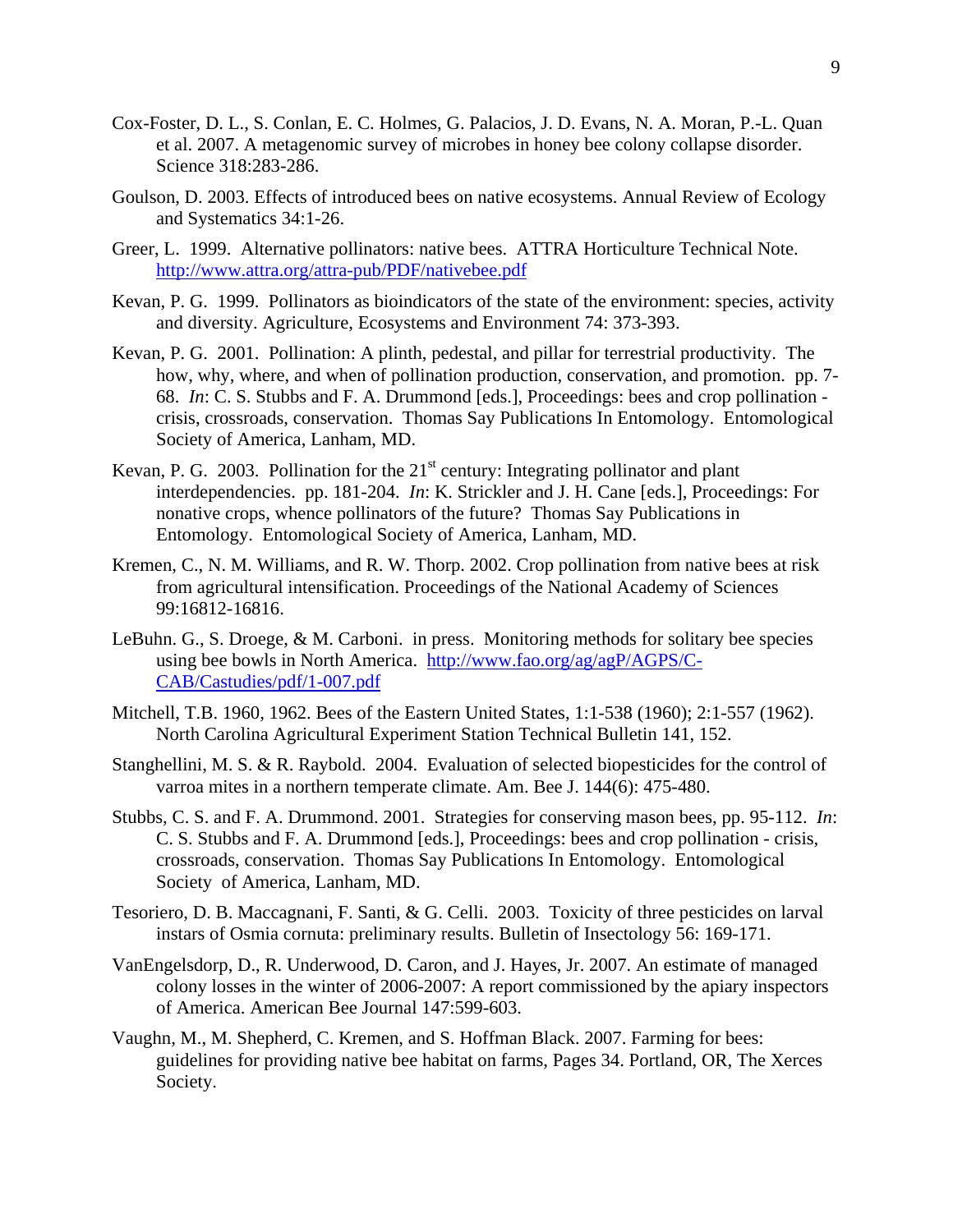Cox-Foster, D. L., S. Conlan, E. C. Holmes, G. Palacios, J. D. Evans, N. A. Moran, P.-L. Quan et al. 2007. A metagenomic survey of microbes in honey bee colony collapse disorder. Science 318:283-286.

Goulson, D. 2003. Effects of introduced bees on native ecosystems. Annual Review of Ecology and Systematics 34:1-26.

Greer, L. 1999. Alternative pollinators: native bees. ATTRA Horticulture Technical Note. http://www.attra.org/attra-pub/PDF/nativebee.pdf

Kevan, P. G. 1999. Pollinators as bioindicators of the state of the environment: species, activity and diversity. Agriculture, Ecosystems and Environment 74: 373-393.

Kevan, P. G. 2001. Pollination: A plinth, pedestal, and pillar for terrestrial productivity. The how, why, where, and when of pollination production, conservation, and promotion. pp. 7-68. *In*: C. S. Stubbs and F. A. Drummond [eds.], Proceedings: bees and crop pollination - crisis, crossroads, conservation. Thomas Say Publications In Entomology. Entomological Society of America, Lanham, MD.

Kevan, P. G. 2003. Pollination for the 21st century: Integrating pollinator and plant interdependencies. pp. 181-204. *In*: K. Strickler and J. H. Cane [eds.], Proceedings: For nonative crops, whence pollinators of the future? Thomas Say Publications in Entomology. Entomological Society of America, Lanham, MD.

Kremen, C., N. M. Williams, and R. W. Thorp. 2002. Crop pollination from native bees at risk from agricultural intensification. Proceedings of the National Academy of Sciences 99:16812-16816.

LeBuhn. G., S. Droege, & M. Carboni. in press. Monitoring methods for solitary bee species using bee bowls in North America. http://www.fao.org/ag/agP/AGPS/C-CAB/Castudies/pdf/1-007.pdf

Mitchell, T.B. 1960, 1962. Bees of the Eastern United States, 1:1-538 (1960); 2:1-557 (1962). North Carolina Agricultural Experiment Station Technical Bulletin 141, 152.

Stanghellini, M. S. & R. Raybold. 2004. Evaluation of selected biopesticides for the control of varroa mites in a northern temperate climate. Am. Bee J. 144(6): 475-480.

Stubbs, C. S. and F. A. Drummond. 2001. Strategies for conserving mason bees, pp. 95-112. *In*: C. S. Stubbs and F. A. Drummond [eds.], Proceedings: bees and crop pollination - crisis, crossroads, conservation. Thomas Say Publications In Entomology. Entomological Society of America, Lanham, MD.

Tesoriero, D. B. Maccagnani, F. Santi, & G. Celli. 2003. Toxicity of three pesticides on larval instars of Osmia cornuta: preliminary results. Bulletin of Insectology 56: 169-171.

VanEngelsdorp, D., R. Underwood, D. Caron, and J. Hayes, Jr. 2007. An estimate of managed colony losses in the winter of 2006-2007: A report commissioned by the apiary inspectors of America. American Bee Journal 147:599-603.

Vaughn, M., M. Shepherd, C. Kremen, and S. Hoffman Black. 2007. Farming for bees: guidelines for providing native bee habitat on farms, Pages 34. Portland, OR, The Xerces Society.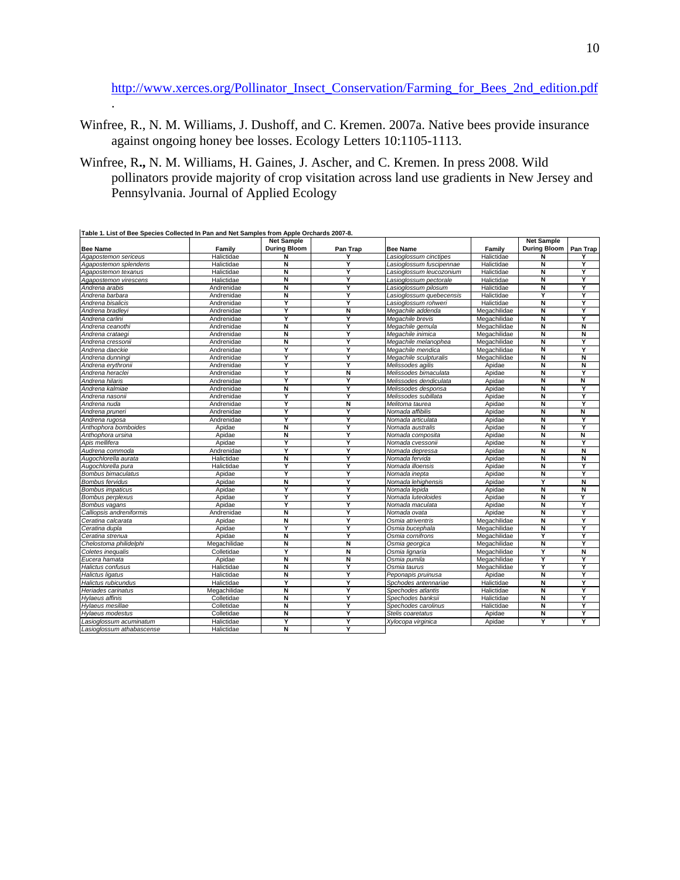http://www.xerces.org/Pollinator_Insect_Conservation/Farming_for_Bees_2nd_edition.pdf
.

Winfree, R., N. M. Williams, J. Dushoff, and C. Kremen. 2007a. Native bees provide insurance against ongoing honey bee losses. Ecology Letters 10:1105-1113.

Winfree, R**.,** N. M. Williams, H. Gaines, J. Ascher, and C. Kremen. In press 2008. Wild pollinators provide majority of crop visitation across land use gradients in New Jersey and Pennsylvania. Journal of Applied Ecology

**Table 1. List of Bee Species Collected In Pan and Net Samples from Apple Orchards 2007-8.**

| Bee Name | Family | Net Sample During Bloom | Pan Trap | Bee Name | Family | Net Sample During Bloom | Pan Trap |
|---|---|---|---|---|---|---|---|
| *Agapostemon sericeus* | Halictidae | N | Y | *Lasioglossum cinctipes* | Halictidae | N | Y |
| *Agapostemon splendens* | Halictidae | N | Y | *Lasioglossum fuscipennae* | Halictidae | N | Y |
| *Agapostemon texanus* | Halictidae | N | Y | *Lasioglossum leucozonium* | Halictidae | N | Y |
| *Agapostemon virescens* | Halictidae | N | Y | *Lasioglossum pectorale* | Halictidae | N | Y |
| *Andrena arabis* | Andrenidae | N | Y | *Lasioglossum pilosum* | Halictidae | N | Y |
| *Andrena barbara* | Andrenidae | N | Y | *Lasioglossum quebecensis* | Halictidae | Y | Y |
| *Andrena bisalicis* | Andrenidae | Y | Y | *Lasioglossum rohweri* | Halictidae | N | Y |
| *Andrena bradleyi* | Andrenidae | Y | N | *Megachile addenda* | Megachilidae | N | Y |
| *Andrena carlini* | Andrenidae | Y | Y | *Megachile brevis* | Megachilidae | N | Y |
| *Andrena ceanothi* | Andrenidae | N | Y | *Megachile gemula* | Megachilidae | N | N |
| *Andrena crataegi* | Andrenidae | N | Y | *Megachile inimica* | Megachilidae | N | N |
| *Andrena cressonii* | Andrenidae | N | Y | *Megachile melanophea* | Megachilidae | N | Y |
| *Andrena daeckie* | Andrenidae | Y | Y | *Megachile mendica* | Megachilidae | N | Y |
| *Andrena dunningi* | Andrenidae | Y | Y | *Megachile sculpturalis* | Megachilidae | N | N |
| *Andrena erythronii* | Andrenidae | Y | Y | *Melissodes agilis* | Apidae | N | N |
| *Andrena heraclei* | Andrenidae | Y | N | *Melissodes bimaculata* | Apidae | N | Y |
| *Andrena hilaris* | Andrenidae | Y | Y | *Melissodes dendiculata* | Apidae | N | N |
| *Andrena kalmiae* | Andrenidae | N | Y | *Melissodes desponsa* | Apidae | N | Y |
| *Andrena nasonii* | Andrenidae | Y | Y | *Melissodes subillata* | Apidae | N | Y |
| *Andrena nuda* | Andrenidae | Y | N | *Melitoma taurea* | Apidae | N | Y |
| *Andrena pruneri* | Andrenidae | Y | Y | *Nomada affibilis* | Apidae | N | N |
| *Andrena rugosa* | Andrenidae | Y | Y | *Nomada articulata* | Apidae | N | Y |
| *Anthophora bomboides* | Apidae | N | Y | *Nomada australis* | Apidae | N | Y |
| *Anthophora ursina* | Apidae | N | Y | *Nomada composita* | Apidae | N | N |
| *Apis mellifera* | Apidae | Y | Y | *Nomada cvessonii* | Apidae | N | Y |
| *Audrena commoda* | Andrenidae | Y | Y | *Nomada depressa* | Apidae | N | N |
| *Augochlorella aurata* | Halictidae | N | Y | *Nomada fervida* | Apidae | N | N |
| *Augochlorella pura* | Halictidae | Y | Y | *Nomada illoensis* | Apidae | N | Y |
| *Bombus bimaculatus* | Apidae | Y | Y | *Nomada inepta* | Apidae | N | Y |
| *Bombus fervidus* | Apidae | N | Y | *Nomada lehighensis* | Apidae | Y | N |
| *Bombus impaticus* | Apidae | Y | Y | *Nomada lepida* | Apidae | N | N |
| *Bombus perplexus* | Apidae | Y | Y | *Nomada luteoloides* | Apidae | N | Y |
| *Bombus vagans* | Apidae | Y | Y | *Nomada maculata* | Apidae | N | Y |
| *Calliopsis andreniformis* | Andrenidae | N | Y | *Nomada ovata* | Apidae | N | Y |
| *Ceratina calcarata* | Apidae | N | Y | *Osmia atriventris* | Megachilidae | N | Y |
| *Ceratina dupla* | Apidae | Y | Y | *Osmia bucephala* | Megachilidae | N | Y |
| *Ceratina strenua* | Apidae | N | Y | *Osmia cornifrons* | Megachilidae | Y | Y |
| *Chelostoma philidelphi* | Megachilidae | N | N | *Osmia georgica* | Megachilidae | N | Y |
| *Coletes inequalis* | Colletidae | Y | N | *Osmia lignaria* | Megachilidae | Y | N |
| *Eucera hamata* | Apidae | N | N | *Osmia pumila* | Megachilidae | Y | Y |
| *Halictus confusus* | Halictidae | N | Y | *Osmia taurus* | Megachilidae | Y | Y |
| *Halictus ligatus* | Halictidae | N | Y | *Peponapis pruinusa* | Apidae | N | Y |
| *Halictus rubicundus* | Halictidae | Y | Y | *Spchodes antennariae* | Halictidae | N | Y |
| *Heriades carinatus* | Megachilidae | N | Y | *Spechodes atlantis* | Halictidae | N | Y |
| *Hylaeus affinis* | Colletidae | N | Y | *Spechodes banksii* | Halictidae | N | Y |
| *Hylaeus mesillae* | Colletidae | N | Y | *Spechodes carolinus* | Halictidae | N | Y |
| *Hylaeus modestus* | Colletidae | N | Y | *Stelis coaretatus* | Apidae | N | Y |
| *Lasioglossum acuminatum* | Halictidae | Y | Y | *Xylocopa virginica* | Apidae | Y | Y |
| *Lasioglossum athabascense* | Halictidae | N | Y | | | | |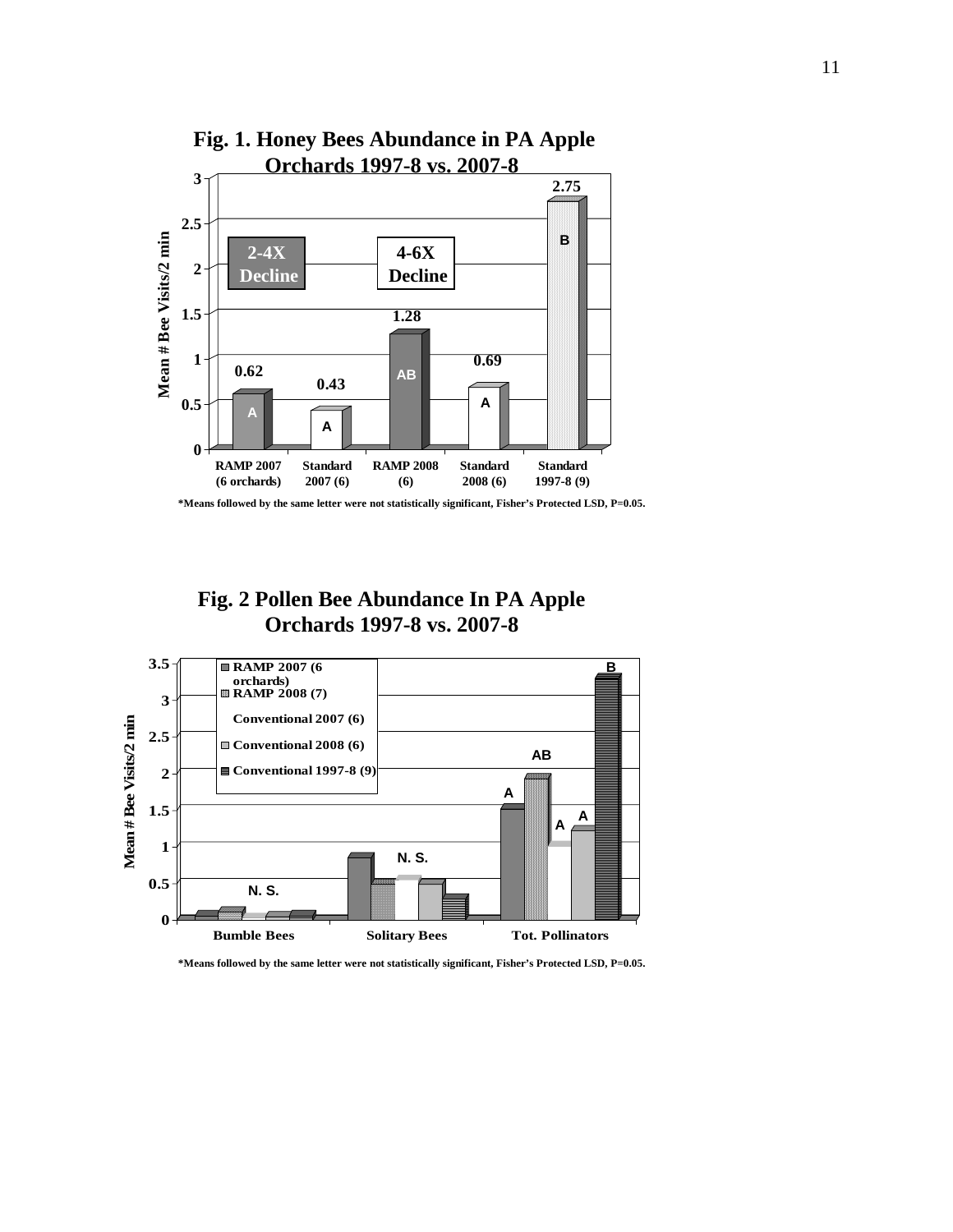**Fig. 1. Honey Bees Abundance in PA Apple Orchards 1997-8 vs. 2007-8**

Mean # Bee Visits/2 min

3
2.5
2
1.5
1
0.5
0

2-4X Decline

4-6X Decline

0.62
A

0.43
A

1.28
AB

0.69
A

2.75
B

RAMP 2007 (6 orchards)
Standard 2007 (6)
RAMP 2008 (6)
Standard 2008 (6)
Standard 1997-8 (9)

*Means followed by the same letter were not statistically significant, Fisher's Protected LSD, P=0.05.

**Fig. 2 Pollen Bee Abundance In PA Apple Orchards 1997-8 vs. 2007-8**

Mean # Bee Visits/2 min

3.5
3
2.5
2
1.5
1
0.5
0

RAMP 2007 (6 orchards)
RAMP 2008 (7)
Conventional 2007 (6)
Conventional 2008 (6)
Conventional 1997-8 (9)

N. S.

N. S.

A
AB
A
A
B

Bumble Bees
Solitary Bees
Tot. Pollinators

*Means followed by the same letter were not statistically significant, Fisher's Protected LSD, P=0.05.